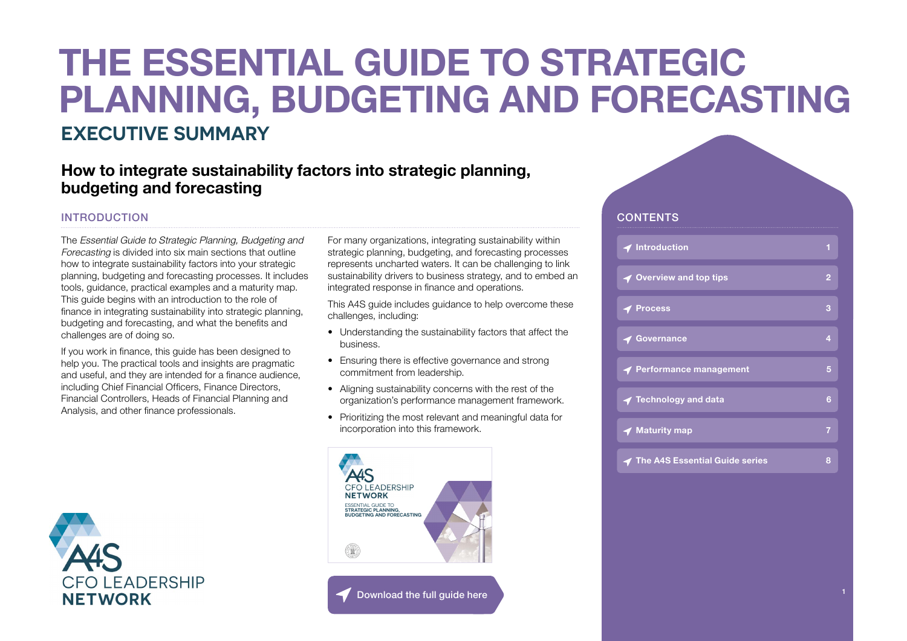# THE ESSENTIAL GUIDE TO STRATEGIC PLANNING, BUDGETING AND FORECASTING

## EXECUTIVE SUMMARY

### How to integrate sustainability factors into strategic planning, budgeting and forecasting

#### INTRODUCTION

The *Essential Guide to Strategic Planning, Budgeting and Forecasting* is divided into six main sections that outline how to integrate sustainability factors into your strategic planning, budgeting and forecasting processes. It includes tools, guidance, practical examples and a maturity map. This guide begins with an introduction to the role of finance in integrating sustainability into strategic planning, budgeting and forecasting, and what the benefits and challenges are of doing so.

If you work in finance, this guide has been designed to help you. The practical tools and insights are pragmatic and useful, and they are intended for a finance audience, including Chief Financial Officers, Finance Directors, Financial Controllers, Heads of Financial Planning and Analysis, and other finance professionals.

For many organizations, integrating sustainability within strategic planning, budgeting, and forecasting processes represents uncharted waters. It can be challenging to link sustainability drivers to business strategy, and to embed an integrated response in finance and operations.

This A4S guide includes guidance to help overcome these challenges, including:

- Understanding the sustainability factors that affect the business.
- Ensuring there is effective governance and strong commitment from leadership.
- Aligning sustainability concerns with the rest of the organization's performance management framework.
- Prioritizing the most relevant and meaningful data for incorporation into this framework.

Download the full guide here

A4S CFO LEADERSHIP NETWORK

#### CONTENTS

| | |
|---|---|
| Introduction | 1 |
| Overview and top tips | 2 |
| Process | 3 |
| Governance | 4 |
| Performance management | 5 |
| Technology and data | 6 |
| Maturity map | 7 |
| The A4S Essential Guide series | 8 |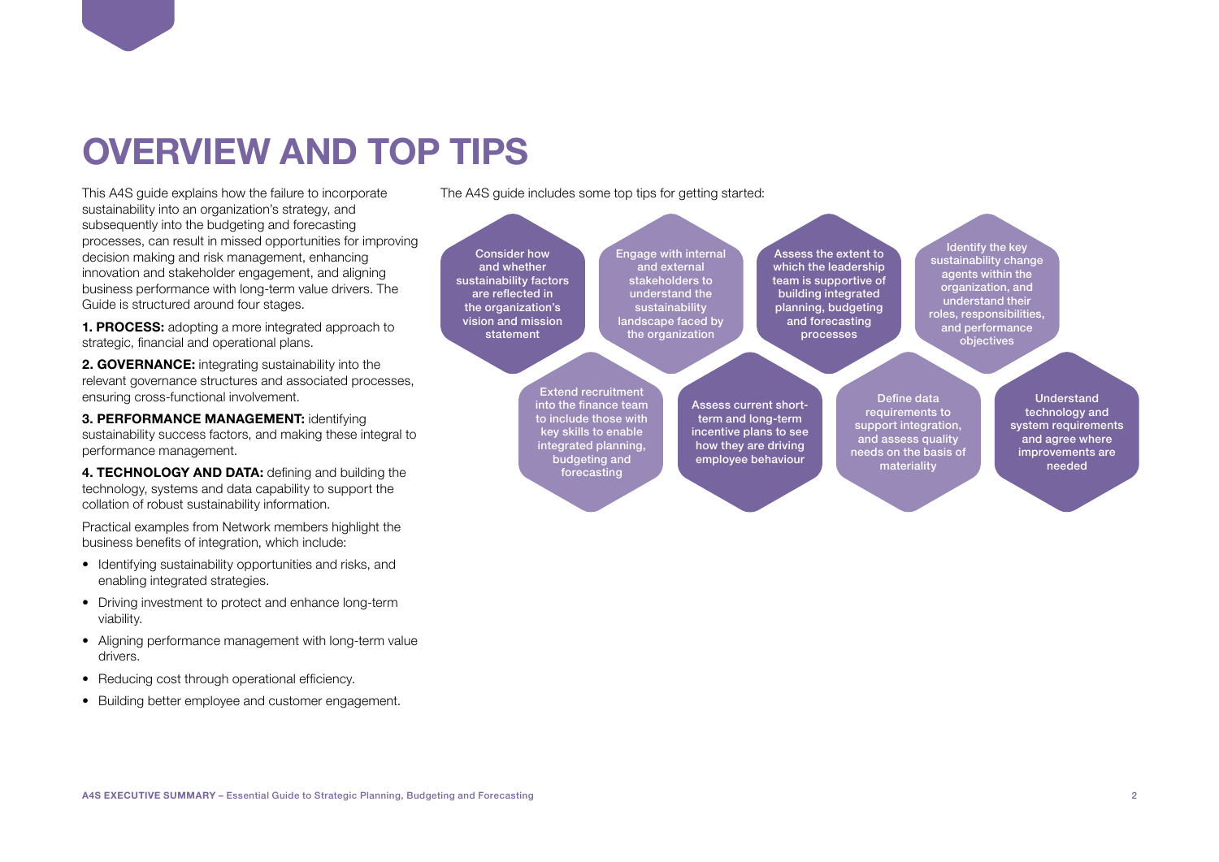# OVERVIEW AND TOP TIPS

This A4S guide explains how the failure to incorporate sustainability into an organization's strategy, and subsequently into the budgeting and forecasting processes, can result in missed opportunities for improving decision making and risk management, enhancing innovation and stakeholder engagement, and aligning business performance with long-term value drivers. The Guide is structured around four stages.

**1. PROCESS:** adopting a more integrated approach to strategic, financial and operational plans.

**2. GOVERNANCE:** integrating sustainability into the relevant governance structures and associated processes, ensuring cross-functional involvement.

**3. PERFORMANCE MANAGEMENT:** identifying sustainability success factors, and making these integral to performance management.

**4. TECHNOLOGY AND DATA:** defining and building the technology, systems and data capability to support the collation of robust sustainability information.

Practical examples from Network members highlight the business benefits of integration, which include:

- Identifying sustainability opportunities and risks, and enabling integrated strategies.
- Driving investment to protect and enhance long-term viability.
- Aligning performance management with long-term value drivers.
- Reducing cost through operational efficiency.
- Building better employee and customer engagement.

The A4S guide includes some top tips for getting started:

- Consider how and whether sustainability factors are reflected in the organization's vision and mission statement
- Engage with internal and external stakeholders to understand the sustainability landscape faced by the organization
- Assess the extent to which the leadership team is supportive of building integrated planning, budgeting and forecasting processes
- Identify the key sustainability change agents within the organization, and understand their roles, responsibilities, and performance objectives
- Extend recruitment into the finance team to include those with key skills to enable integrated planning, budgeting and forecasting
- Assess current short-term and long-term incentive plans to see how they are driving employee behaviour
- Define data requirements to support integration, and assess quality needs on the basis of materiality
- Understand technology and system requirements and agree where improvements are needed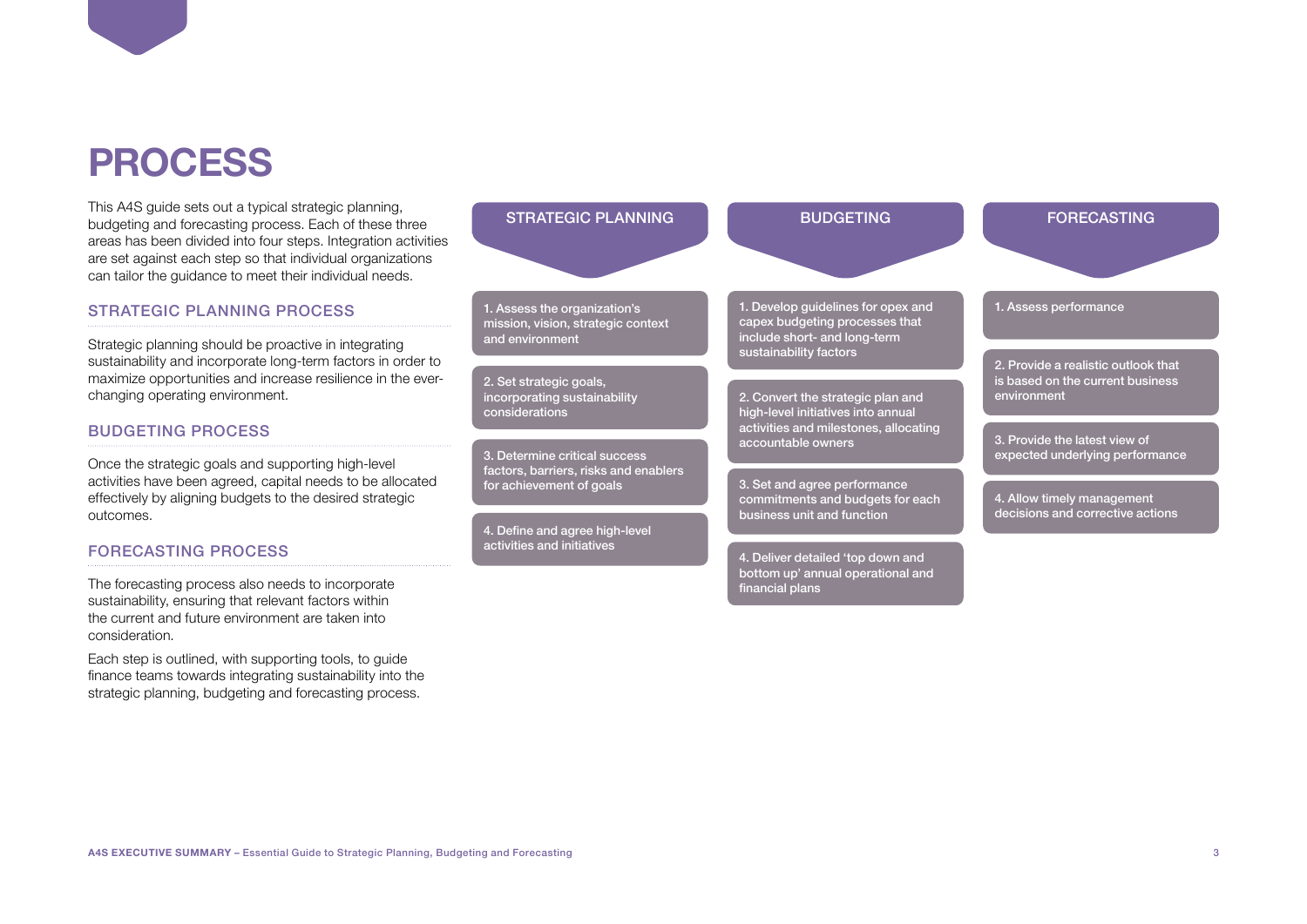# PROCESS

This A4S guide sets out a typical strategic planning, budgeting and forecasting process. Each of these three areas has been divided into four steps. Integration activities are set against each step so that individual organizations can tailor the guidance to meet their individual needs.

## STRATEGIC PLANNING PROCESS

Strategic planning should be proactive in integrating sustainability and incorporate long-term factors in order to maximize opportunities and increase resilience in the ever-changing operating environment.

## BUDGETING PROCESS

Once the strategic goals and supporting high-level activities have been agreed, capital needs to be allocated effectively by aligning budgets to the desired strategic outcomes.

## FORECASTING PROCESS

The forecasting process also needs to incorporate sustainability, ensuring that relevant factors within the current and future environment are taken into consideration.

Each step is outlined, with supporting tools, to guide finance teams towards integrating sustainability into the strategic planning, budgeting and forecasting process.

| STRATEGIC PLANNING | BUDGETING | FORECASTING |
|---|---|---|
| 1. Assess the organization's mission, vision, strategic context and environment | 1. Develop guidelines for opex and capex budgeting processes that include short- and long-term sustainability factors | 1. Assess performance |
| 2. Set strategic goals, incorporating sustainability considerations | 2. Convert the strategic plan and high-level initiatives into annual activities and milestones, allocating accountable owners | 2. Provide a realistic outlook that is based on the current business environment |
| 3. Determine critical success factors, barriers, risks and enablers for achievement of goals | 3. Set and agree performance commitments and budgets for each business unit and function | 3. Provide the latest view of expected underlying performance |
| 4. Define and agree high-level activities and initiatives | 4. Deliver detailed 'top down and bottom up' annual operational and financial plans | 4. Allow timely management decisions and corrective actions |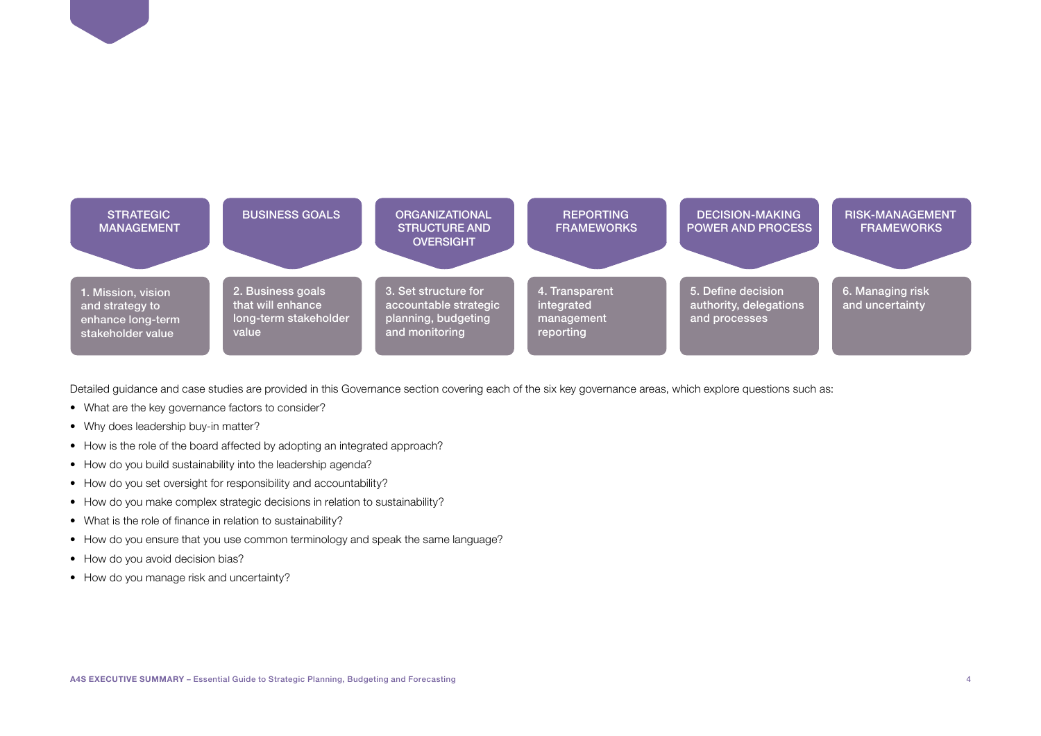| STRATEGIC MANAGEMENT | BUSINESS GOALS | ORGANIZATIONAL STRUCTURE AND OVERSIGHT | REPORTING FRAMEWORKS | DECISION-MAKING POWER AND PROCESS | RISK-MANAGEMENT FRAMEWORKS |
| --- | --- | --- | --- | --- | --- |
| 1. Mission, vision and strategy to enhance long-term stakeholder value | 2. Business goals that will enhance long-term stakeholder value | 3. Set structure for accountable strategic planning, budgeting and monitoring | 4. Transparent integrated management reporting | 5. Define decision authority, delegations and processes | 6. Managing risk and uncertainty |

Detailed guidance and case studies are provided in this Governance section covering each of the six key governance areas, which explore questions such as:

- What are the key governance factors to consider?
- Why does leadership buy-in matter?
- How is the role of the board affected by adopting an integrated approach?
- How do you build sustainability into the leadership agenda?
- How do you set oversight for responsibility and accountability?
- How do you make complex strategic decisions in relation to sustainability?
- What is the role of finance in relation to sustainability?
- How do you ensure that you use common terminology and speak the same language?
- How do you avoid decision bias?
- How do you manage risk and uncertainty?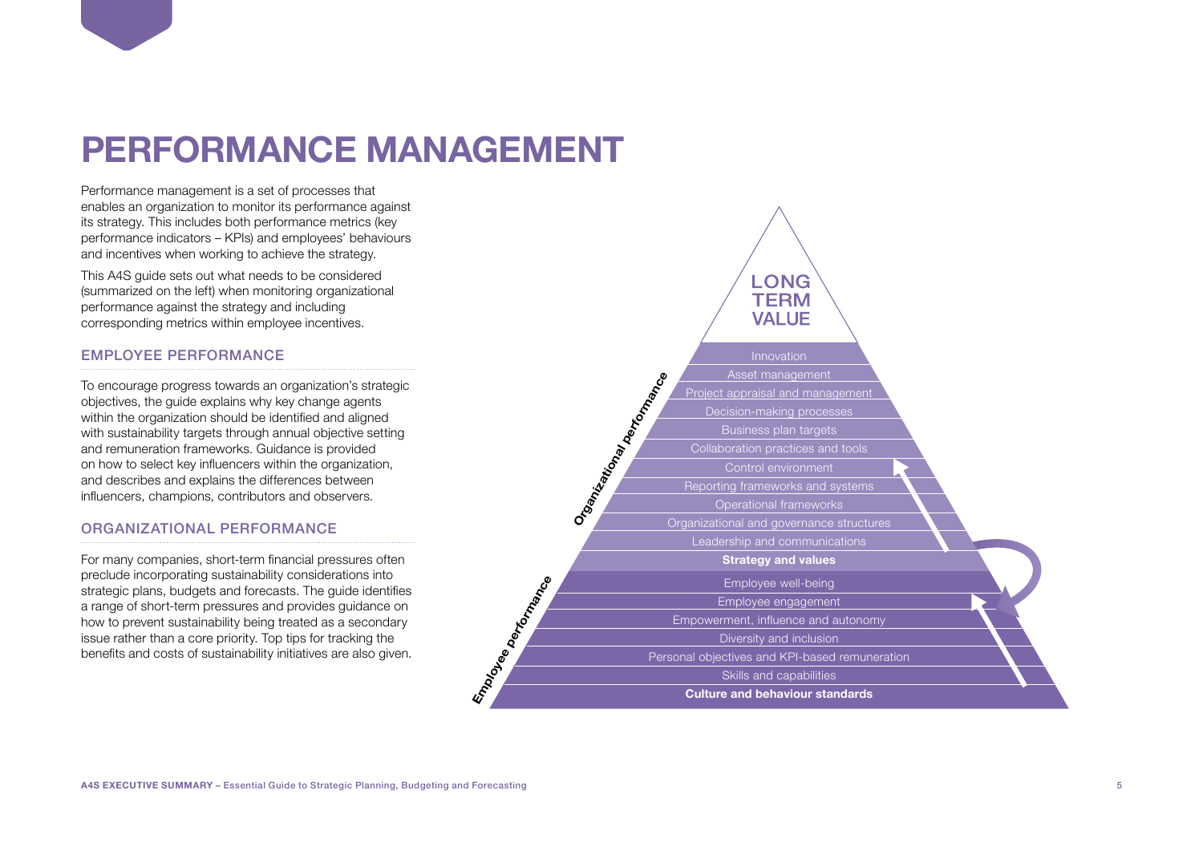# PERFORMANCE MANAGEMENT

Performance management is a set of processes that enables an organization to monitor its performance against its strategy. This includes both performance metrics (key performance indicators – KPIs) and employees' behaviours and incentives when working to achieve the strategy.

This A4S guide sets out what needs to be considered (summarized on the left) when monitoring organizational performance against the strategy and including corresponding metrics within employee incentives.

## EMPLOYEE PERFORMANCE

To encourage progress towards an organization's strategic objectives, the guide explains why key change agents within the organization should be identified and aligned with sustainability targets through annual objective setting and remuneration frameworks. Guidance is provided on how to select key influencers within the organization, and describes and explains the differences between influencers, champions, contributors and observers.

## ORGANIZATIONAL PERFORMANCE

For many companies, short-term financial pressures often preclude incorporating sustainability considerations into strategic plans, budgets and forecasts. The guide identifies a range of short-term pressures and provides guidance on how to prevent sustainability being treated as a secondary issue rather than a core priority. Top tips for tracking the benefits and costs of sustainability initiatives are also given.

**LONG TERM VALUE**

*Organizational performance*

- Innovation
- Asset management
- Project appraisal and management
- Decision-making processes
- Business plan targets
- Collaboration practices and tools
- Control environment
- Reporting frameworks and systems
- Operational frameworks
- Organizational and governance structures
- Leadership and communications
- **Strategy and values**

*Employee performance*

- Employee well-being
- Employee engagement
- Empowerment, influence and autonomy
- Diversity and inclusion
- Personal objectives and KPI-based remuneration
- Skills and capabilities
- **Culture and behaviour standards**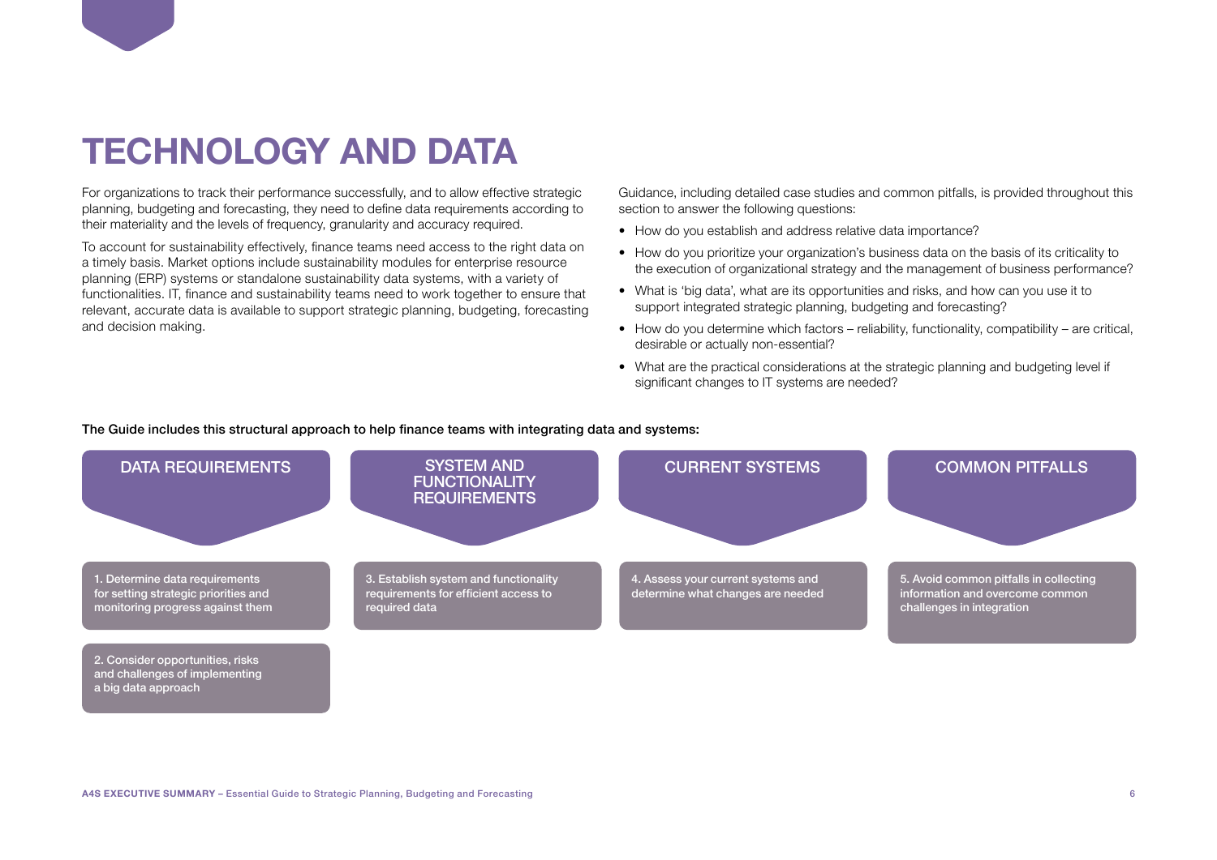# TECHNOLOGY AND DATA

For organizations to track their performance successfully, and to allow effective strategic planning, budgeting and forecasting, they need to define data requirements according to their materiality and the levels of frequency, granularity and accuracy required.

To account for sustainability effectively, finance teams need access to the right data on a timely basis. Market options include sustainability modules for enterprise resource planning (ERP) systems or standalone sustainability data systems, with a variety of functionalities. IT, finance and sustainability teams need to work together to ensure that relevant, accurate data is available to support strategic planning, budgeting, forecasting and decision making.

Guidance, including detailed case studies and common pitfalls, is provided throughout this section to answer the following questions:

- How do you establish and address relative data importance?
- How do you prioritize your organization's business data on the basis of its criticality to the execution of organizational strategy and the management of business performance?
- What is 'big data', what are its opportunities and risks, and how can you use it to support integrated strategic planning, budgeting and forecasting?
- How do you determine which factors – reliability, functionality, compatibility – are critical, desirable or actually non-essential?
- What are the practical considerations at the strategic planning and budgeting level if significant changes to IT systems are needed?

**The Guide includes this structural approach to help finance teams with integrating data and systems:**

| DATA REQUIREMENTS | SYSTEM AND FUNCTIONALITY REQUIREMENTS | CURRENT SYSTEMS | COMMON PITFALLS |
|---|---|---|---|
| 1. Determine data requirements for setting strategic priorities and monitoring progress against them | 3. Establish system and functionality requirements for efficient access to required data | 4. Assess your current systems and determine what changes are needed | 5. Avoid common pitfalls in collecting information and overcome common challenges in integration |
| 2. Consider opportunities, risks and challenges of implementing a big data approach | | | |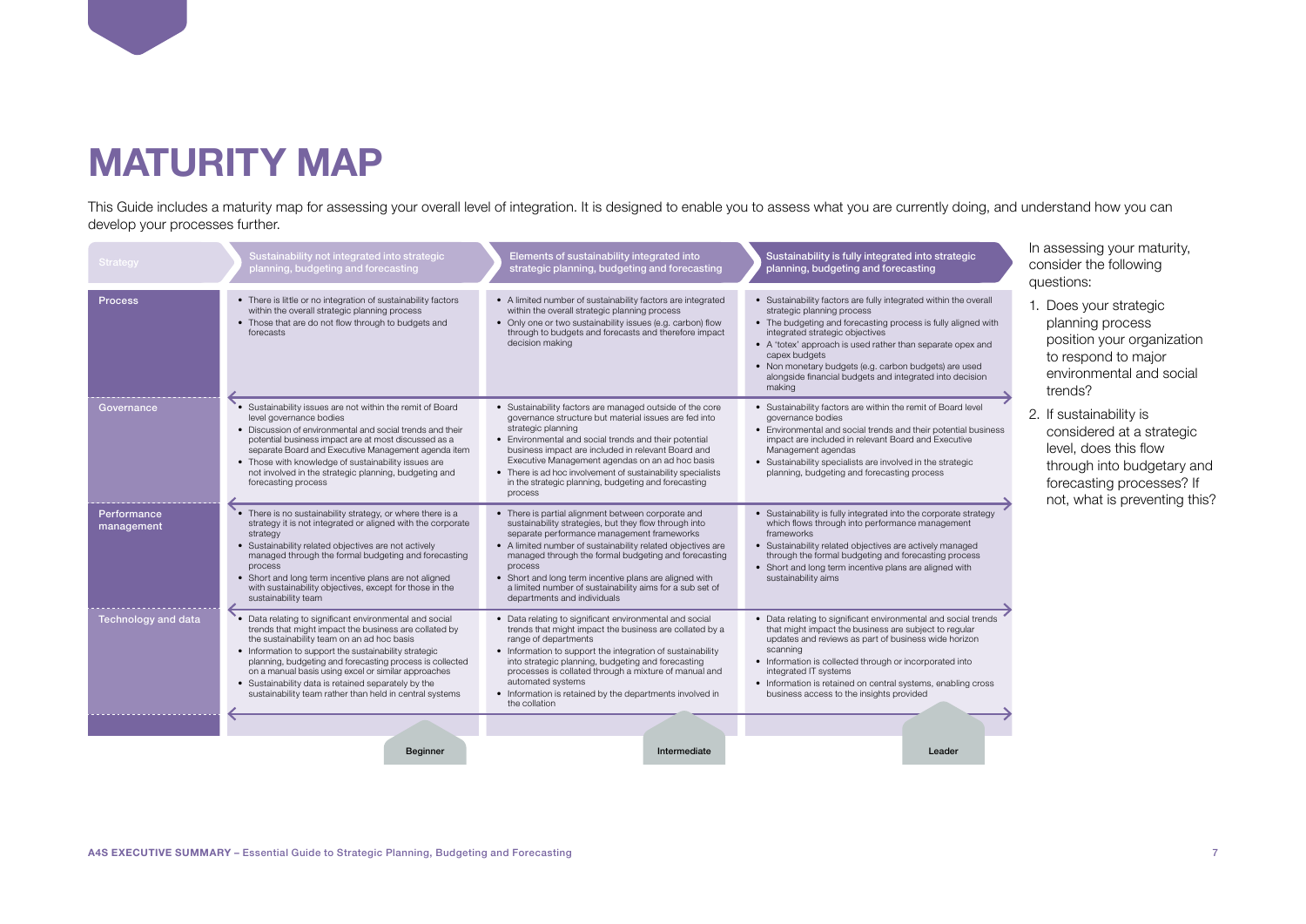# MATURITY MAP

This Guide includes a maturity map for assessing your overall level of integration. It is designed to enable you to assess what you are currently doing, and understand how you can develop your processes further.

| Strategy | Sustainability not integrated into strategic planning, budgeting and forecasting | Elements of sustainability integrated into strategic planning, budgeting and forecasting | Sustainability is fully integrated into strategic planning, budgeting and forecasting |
|---|---|---|---|
| Process | • There is little or no integration of sustainability factors within the overall strategic planning process<br>• Those that are do not flow through to budgets and forecasts | • A limited number of sustainability factors are integrated within the overall strategic planning process<br>• Only one or two sustainability issues (e.g. carbon) flow through to budgets and forecasts and therefore impact decision making | • Sustainability factors are fully integrated within the overall strategic planning process<br>• The budgeting and forecasting process is fully aligned with integrated strategic objectives<br>• A 'totex' approach is used rather than separate opex and capex budgets<br>• Non monetary budgets (e.g. carbon budgets) are used alongside financial budgets and integrated into decision making |
| Governance | • Sustainability issues are not within the remit of Board level governance bodies<br>• Discussion of environmental and social trends and their potential business impact are at most discussed as a separate Board and Executive Management agenda item<br>• Those with knowledge of sustainability issues are not involved in the strategic planning, budgeting and forecasting process | • Sustainability factors are managed outside of the core governance structure but material issues are fed into strategic planning<br>• Environmental and social trends and their potential business impact are included in relevant Board and Executive Management agendas on an ad hoc basis<br>• There is ad hoc involvement of sustainability specialists in the strategic planning, budgeting and forecasting process | • Sustainability factors are within the remit of Board level governance bodies<br>• Environmental and social trends and their potential business impact are included in relevant Board and Executive Management agendas<br>• Sustainability specialists are involved in the strategic planning, budgeting and forecasting process |
| Performance management | • There is no sustainability strategy, or where there is a strategy it is not integrated or aligned with the corporate strategy<br>• Sustainability related objectives are not actively managed through the formal budgeting and forecasting process<br>• Short and long term incentive plans are not aligned with sustainability objectives, except for those in the sustainability team | • There is partial alignment between corporate and sustainability strategies, but they flow through into separate performance management frameworks<br>• A limited number of sustainability related objectives are managed through the formal budgeting and forecasting process<br>• Short and long term incentive plans are aligned with a limited number of sustainability aims for a sub set of departments and individuals | • Sustainability is fully integrated into the corporate strategy which flows through into performance management frameworks<br>• Sustainability related objectives are actively managed through the formal budgeting and forecasting process<br>• Short and long term incentive plans are aligned with sustainability aims |
| Technology and data | • Data relating to significant environmental and social trends that might impact the business are collated by the sustainability team on an ad hoc basis<br>• Information to support the sustainability strategic planning, budgeting and forecasting process is collected on a manual basis using excel or similar approaches<br>• Sustainability data is retained separately by the sustainability team rather than held in central systems | • Data relating to significant environmental and social trends that might impact the business are collated by a range of departments<br>• Information to support the integration of sustainability into strategic planning, budgeting and forecasting processes is collated through a mixture of manual and automated systems<br>• Information is retained by the departments involved in the collation | • Data relating to significant environmental and social trends that might impact the business are subject to regular updates and reviews as part of business wide horizon scanning<br>• Information is collected through or incorporated into integrated IT systems<br>• Information is retained on central systems, enabling cross business access to the insights provided |
| | Beginner | Intermediate | Leader |

In assessing your maturity, consider the following questions:

1. Does your strategic planning process position your organization to respond to major environmental and social trends?
2. If sustainability is considered at a strategic level, does this flow through into budgetary and forecasting processes? If not, what is preventing this?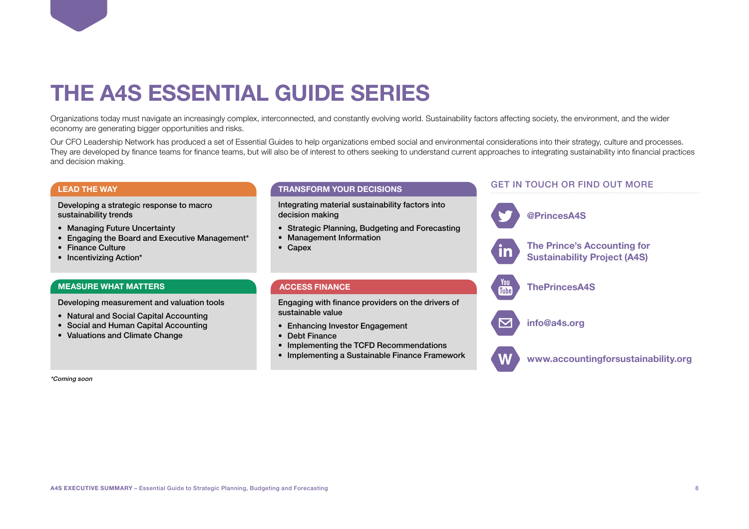# THE A4S ESSENTIAL GUIDE SERIES

Organizations today must navigate an increasingly complex, interconnected, and constantly evolving world. Sustainability factors affecting society, the environment, and the wider economy are generating bigger opportunities and risks.

Our CFO Leadership Network has produced a set of Essential Guides to help organizations embed social and environmental considerations into their strategy, culture and processes. They are developed by finance teams for finance teams, but will also be of interest to others seeking to understand current approaches to integrating sustainability into financial practices and decision making.

### LEAD THE WAY

Developing a strategic response to macro sustainability trends

- Managing Future Uncertainty
- Engaging the Board and Executive Management*
- Finance Culture
- Incentivizing Action*

### MEASURE WHAT MATTERS

Developing measurement and valuation tools

- Natural and Social Capital Accounting
- Social and Human Capital Accounting
- Valuations and Climate Change

### TRANSFORM YOUR DECISIONS

Integrating material sustainability factors into decision making

- Strategic Planning, Budgeting and Forecasting
- Management Information
- Capex

### ACCESS FINANCE

Engaging with finance providers on the drivers of sustainable value

- Enhancing Investor Engagement
- Debt Finance
- Implementing the TCFD Recommendations
- Implementing a Sustainable Finance Framework

*\*Coming soon*

### GET IN TOUCH OR FIND OUT MORE

**@PrincesA4S**

**The Prince's Accounting for Sustainability Project (A4S)**

**ThePrincesA4S**

**info@a4s.org**

**www.accountingforsustainability.org**